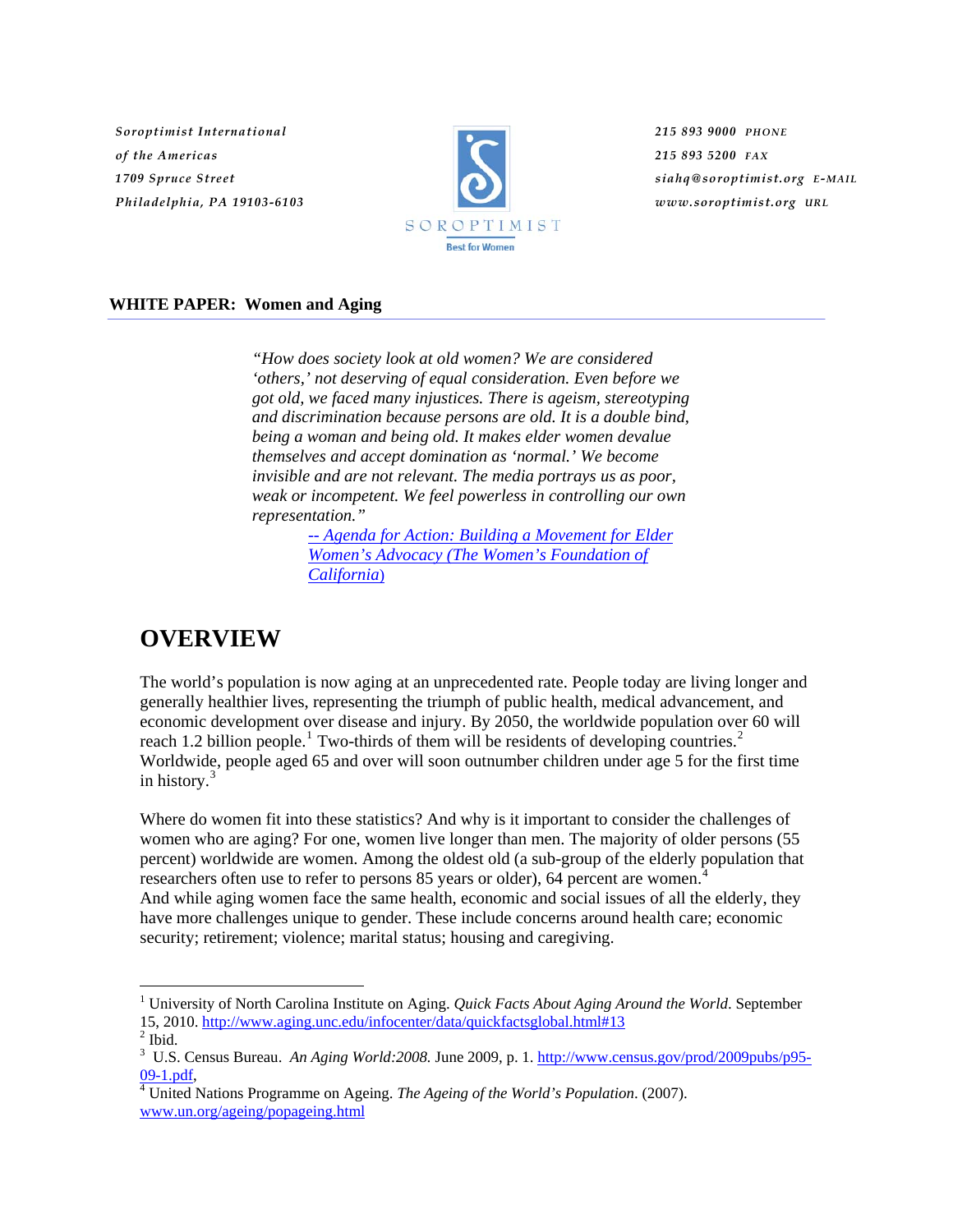Soroptimist International
of the Americas
1709 Spruce Street
Philadelphia, PA 19103-6103

SOROPTIMIST
Best for Women

215 893 9000 PHONE
215 893 5200 FAX
siahq@soroptimist.org E-MAIL
www.soroptimist.org URL

**WHITE PAPER: Women and Aging**

> *"How does society look at old women? We are considered 'others,' not deserving of equal consideration. Even before we got old, we faced many injustices. There is ageism, stereotyping and discrimination because persons are old. It is a double bind, being a woman and being old. It makes elder women devalue themselves and accept domination as 'normal.' We become invisible and are not relevant. The media portrays us as poor, weak or incompetent. We feel powerless in controlling our own representation."*
>
> *-- Agenda for Action: Building a Movement for Elder Women's Advocacy (The Women's Foundation of California)*

# OVERVIEW

The world's population is now aging at an unprecedented rate. People today are living longer and generally healthier lives, representing the triumph of public health, medical advancement, and economic development over disease and injury. By 2050, the worldwide population over 60 will reach 1.2 billion people.[1] Two-thirds of them will be residents of developing countries.[2] Worldwide, people aged 65 and over will soon outnumber children under age 5 for the first time in history.[3]

Where do women fit into these statistics? And why is it important to consider the challenges of women who are aging? For one, women live longer than men. The majority of older persons (55 percent) worldwide are women. Among the oldest old (a sub-group of the elderly population that researchers often use to refer to persons 85 years or older), 64 percent are women.[4]
And while aging women face the same health, economic and social issues of all the elderly, they have more challenges unique to gender. These include concerns around health care; economic security; retirement; violence; marital status; housing and caregiving.

---

[1] University of North Carolina Institute on Aging. *Quick Facts About Aging Around the World*. September 15, 2010. http://www.aging.unc.edu/infocenter/data/quickfactsglobal.html#13

[2] Ibid.

[3] U.S. Census Bureau. *An Aging World:2008.* June 2009, p. 1. http://www.census.gov/prod/2009pubs/p95-09-1.pdf,

[4] United Nations Programme on Ageing. *The Ageing of the World's Population*. (2007). www.un.org/ageing/popageing.html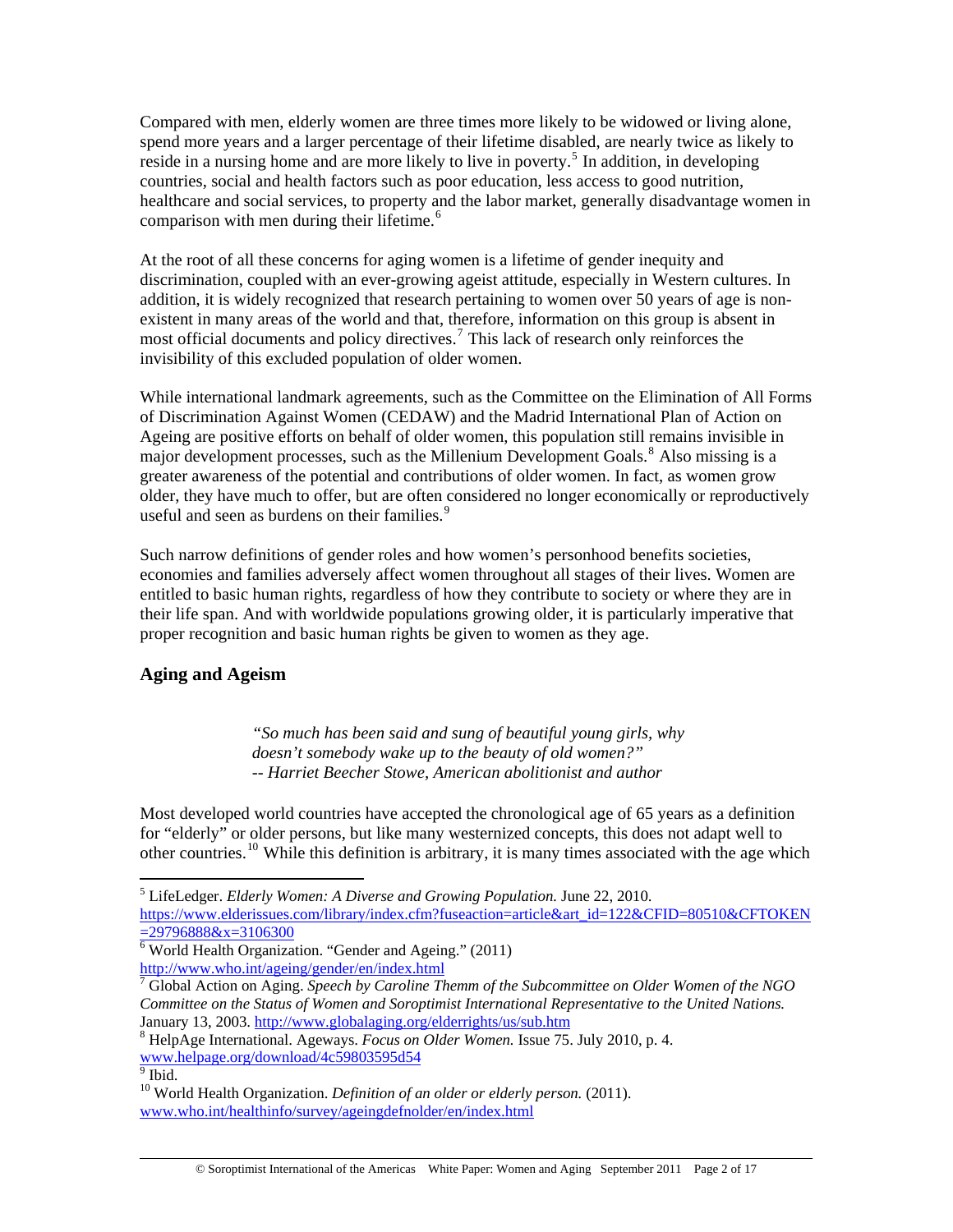Compared with men, elderly women are three times more likely to be widowed or living alone, spend more years and a larger percentage of their lifetime disabled, are nearly twice as likely to reside in a nursing home and are more likely to live in poverty.[5] In addition, in developing countries, social and health factors such as poor education, less access to good nutrition, healthcare and social services, to property and the labor market, generally disadvantage women in comparison with men during their lifetime.[6]

At the root of all these concerns for aging women is a lifetime of gender inequity and discrimination, coupled with an ever-growing ageist attitude, especially in Western cultures. In addition, it is widely recognized that research pertaining to women over 50 years of age is non-existent in many areas of the world and that, therefore, information on this group is absent in most official documents and policy directives.[7] This lack of research only reinforces the invisibility of this excluded population of older women.

While international landmark agreements, such as the Committee on the Elimination of All Forms of Discrimination Against Women (CEDAW) and the Madrid International Plan of Action on Ageing are positive efforts on behalf of older women, this population still remains invisible in major development processes, such as the Millenium Development Goals.[8] Also missing is a greater awareness of the potential and contributions of older women. In fact, as women grow older, they have much to offer, but are often considered no longer economically or reproductively useful and seen as burdens on their families.[9]

Such narrow definitions of gender roles and how women's personhood benefits societies, economies and families adversely affect women throughout all stages of their lives. Women are entitled to basic human rights, regardless of how they contribute to society or where they are in their life span. And with worldwide populations growing older, it is particularly imperative that proper recognition and basic human rights be given to women as they age.

## Aging and Ageism

> *"So much has been said and sung of beautiful young girls, why doesn't somebody wake up to the beauty of old women?"*
> *-- Harriet Beecher Stowe, American abolitionist and author*

Most developed world countries have accepted the chronological age of 65 years as a definition for "elderly" or older persons, but like many westernized concepts, this does not adapt well to other countries.[10] While this definition is arbitrary, it is many times associated with the age which

---

[5] LifeLedger. *Elderly Women: A Diverse and Growing Population.* June 22, 2010. https://www.elderissues.com/library/index.cfm?fuseaction=article&art_id=122&CFID=80510&CFTOKEN=29796888&x=3106300

[6] World Health Organization. "Gender and Ageing." (2011) http://www.who.int/ageing/gender/en/index.html

[7] Global Action on Aging. *Speech by Caroline Themm of the Subcommittee on Older Women of the NGO Committee on the Status of Women and Soroptimist International Representative to the United Nations.* January 13, 2003. http://www.globalaging.org/elderrights/us/sub.htm

[8] HelpAge International. Ageways. *Focus on Older Women.* Issue 75. July 2010, p. 4. www.helpage.org/download/4c59803595d54

[9] Ibid.

[10] World Health Organization. *Definition of an older or elderly person.* (2011). www.who.int/healthinfo/survey/ageingdefnolder/en/index.html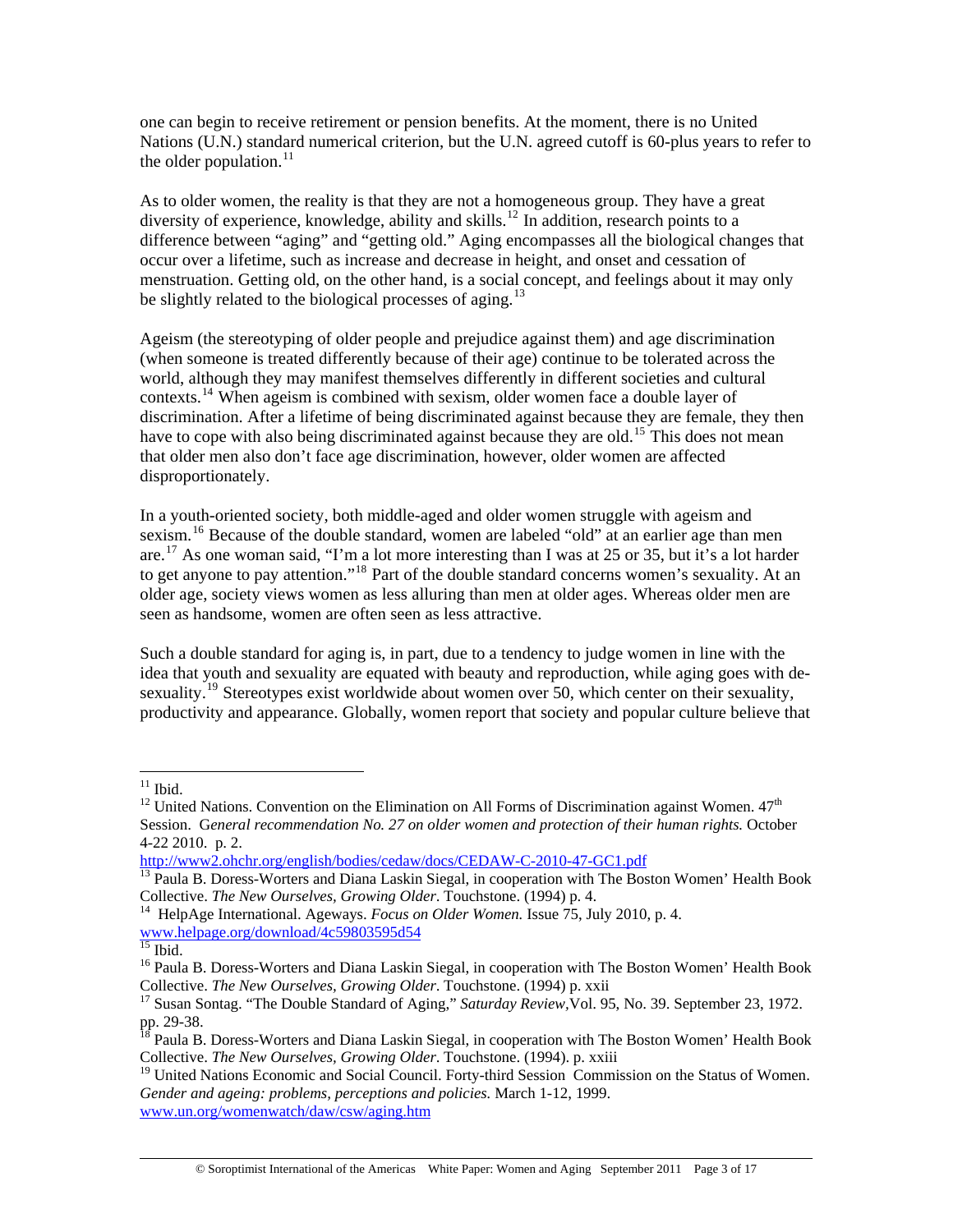one can begin to receive retirement or pension benefits. At the moment, there is no United Nations (U.N.) standard numerical criterion, but the U.N. agreed cutoff is 60-plus years to refer to the older population.[11]

As to older women, the reality is that they are not a homogeneous group. They have a great diversity of experience, knowledge, ability and skills.[12] In addition, research points to a difference between "aging" and "getting old." Aging encompasses all the biological changes that occur over a lifetime, such as increase and decrease in height, and onset and cessation of menstruation. Getting old, on the other hand, is a social concept, and feelings about it may only be slightly related to the biological processes of aging.[13]

Ageism (the stereotyping of older people and prejudice against them) and age discrimination (when someone is treated differently because of their age) continue to be tolerated across the world, although they may manifest themselves differently in different societies and cultural contexts.[14] When ageism is combined with sexism, older women face a double layer of discrimination. After a lifetime of being discriminated against because they are female, they then have to cope with also being discriminated against because they are old.[15] This does not mean that older men also don't face age discrimination, however, older women are affected disproportionately.

In a youth-oriented society, both middle-aged and older women struggle with ageism and sexism.[16] Because of the double standard, women are labeled "old" at an earlier age than men are.[17] As one woman said, "I'm a lot more interesting than I was at 25 or 35, but it's a lot harder to get anyone to pay attention."[18] Part of the double standard concerns women's sexuality. At an older age, society views women as less alluring than men at older ages. Whereas older men are seen as handsome, women are often seen as less attractive.

Such a double standard for aging is, in part, due to a tendency to judge women in line with the idea that youth and sexuality are equated with beauty and reproduction, while aging goes with de-sexuality.[19] Stereotypes exist worldwide about women over 50, which center on their sexuality, productivity and appearance. Globally, women report that society and popular culture believe that

---

[11] Ibid.

[12] United Nations. Convention on the Elimination on All Forms of Discrimination against Women. 47th Session. *General recommendation No. 27 on older women and protection of their human rights.* October 4-22 2010. p. 2. http://www2.ohchr.org/english/bodies/cedaw/docs/CEDAW-C-2010-47-GC1.pdf

[13] Paula B. Doress-Worters and Diana Laskin Siegal, in cooperation with The Boston Women' Health Book Collective. *The New Ourselves, Growing Older*. Touchstone. (1994) p. 4.

[14] HelpAge International. Ageways. *Focus on Older Women.* Issue 75, July 2010, p. 4. www.helpage.org/download/4c59803595d54

[15] Ibid.

[16] Paula B. Doress-Worters and Diana Laskin Siegal, in cooperation with The Boston Women' Health Book Collective. *The New Ourselves, Growing Older*. Touchstone. (1994) p. xxii

[17] Susan Sontag. "The Double Standard of Aging," *Saturday Review*,Vol. 95, No. 39. September 23, 1972. pp. 29-38.

[18] Paula B. Doress-Worters and Diana Laskin Siegal, in cooperation with The Boston Women' Health Book Collective. *The New Ourselves, Growing Older*. Touchstone. (1994). p. xxiii

[19] United Nations Economic and Social Council. Forty-third Session Commission on the Status of Women. *Gender and ageing: problems, perceptions and policies.* March 1-12, 1999. www.un.org/womenwatch/daw/csw/aging.htm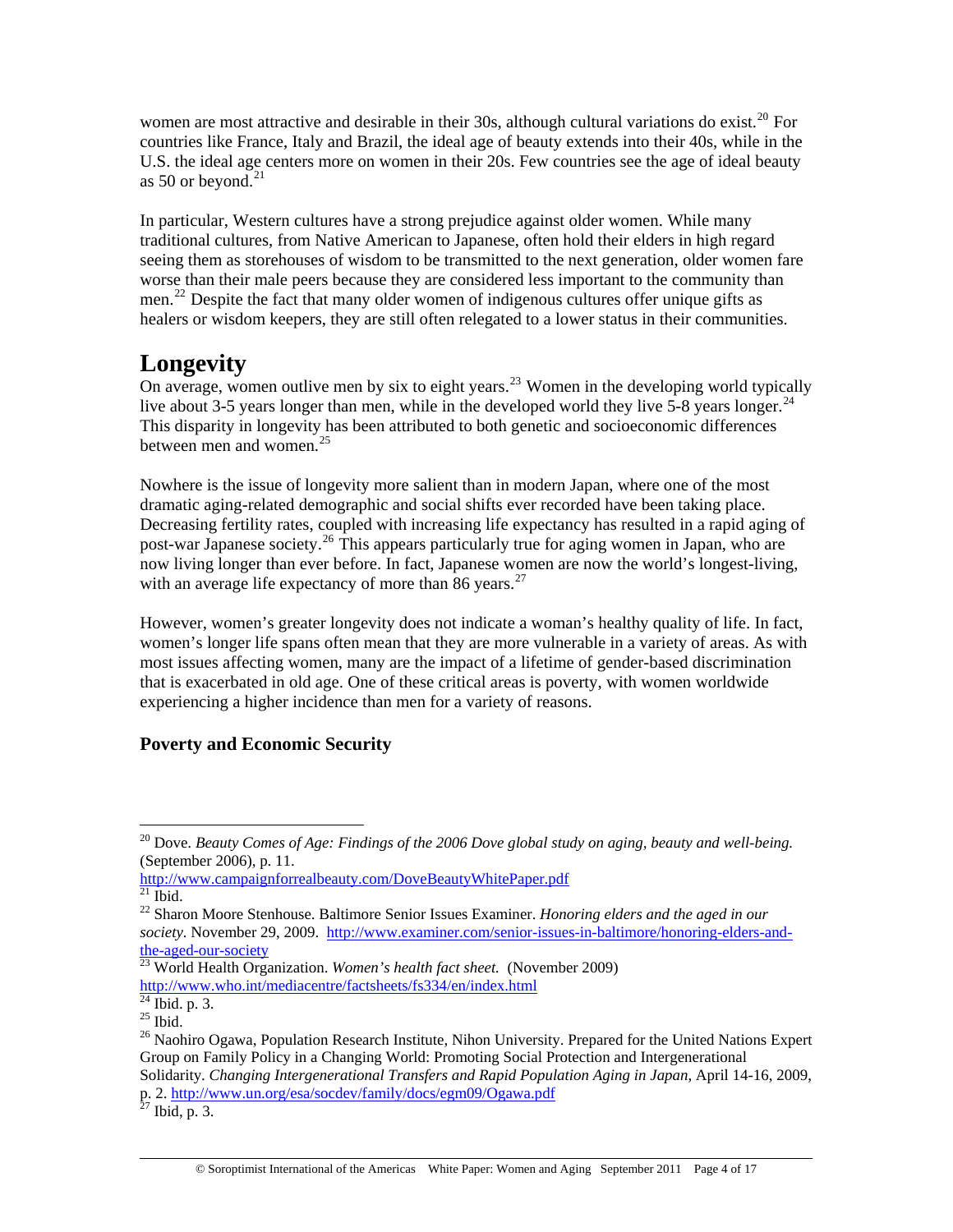women are most attractive and desirable in their 30s, although cultural variations do exist.[20] For countries like France, Italy and Brazil, the ideal age of beauty extends into their 40s, while in the U.S. the ideal age centers more on women in their 20s. Few countries see the age of ideal beauty as 50 or beyond.[21]

In particular, Western cultures have a strong prejudice against older women. While many traditional cultures, from Native American to Japanese, often hold their elders in high regard seeing them as storehouses of wisdom to be transmitted to the next generation, older women fare worse than their male peers because they are considered less important to the community than men.[22] Despite the fact that many older women of indigenous cultures offer unique gifts as healers or wisdom keepers, they are still often relegated to a lower status in their communities.

## Longevity

On average, women outlive men by six to eight years.[23] Women in the developing world typically live about 3-5 years longer than men, while in the developed world they live 5-8 years longer.[24] This disparity in longevity has been attributed to both genetic and socioeconomic differences between men and women.[25]

Nowhere is the issue of longevity more salient than in modern Japan, where one of the most dramatic aging-related demographic and social shifts ever recorded have been taking place. Decreasing fertility rates, coupled with increasing life expectancy has resulted in a rapid aging of post-war Japanese society.[26] This appears particularly true for aging women in Japan, who are now living longer than ever before. In fact, Japanese women are now the world's longest-living, with an average life expectancy of more than 86 years.[27]

However, women's greater longevity does not indicate a woman's healthy quality of life. In fact, women's longer life spans often mean that they are more vulnerable in a variety of areas. As with most issues affecting women, many are the impact of a lifetime of gender-based discrimination that is exacerbated in old age. One of these critical areas is poverty, with women worldwide experiencing a higher incidence than men for a variety of reasons.

### Poverty and Economic Security

---

[20] Dove. *Beauty Comes of Age: Findings of the 2006 Dove global study on aging, beauty and well-being.* (September 2006), p. 11. http://www.campaignforrealbeauty.com/DoveBeautyWhitePaper.pdf

[21] Ibid.

[22] Sharon Moore Stenhouse. Baltimore Senior Issues Examiner. *Honoring elders and the aged in our society.* November 29, 2009. http://www.examiner.com/senior-issues-in-baltimore/honoring-elders-and-the-aged-our-society

[23] World Health Organization. *Women's health fact sheet.* (November 2009) http://www.who.int/mediacentre/factsheets/fs334/en/index.html

[24] Ibid. p. 3.

[25] Ibid.

[26] Naohiro Ogawa, Population Research Institute, Nihon University. Prepared for the United Nations Expert Group on Family Policy in a Changing World: Promoting Social Protection and Intergenerational Solidarity. *Changing Intergenerational Transfers and Rapid Population Aging in Japan*, April 14-16, 2009, p. 2. http://www.un.org/esa/socdev/family/docs/egm09/Ogawa.pdf

[27] Ibid, p. 3.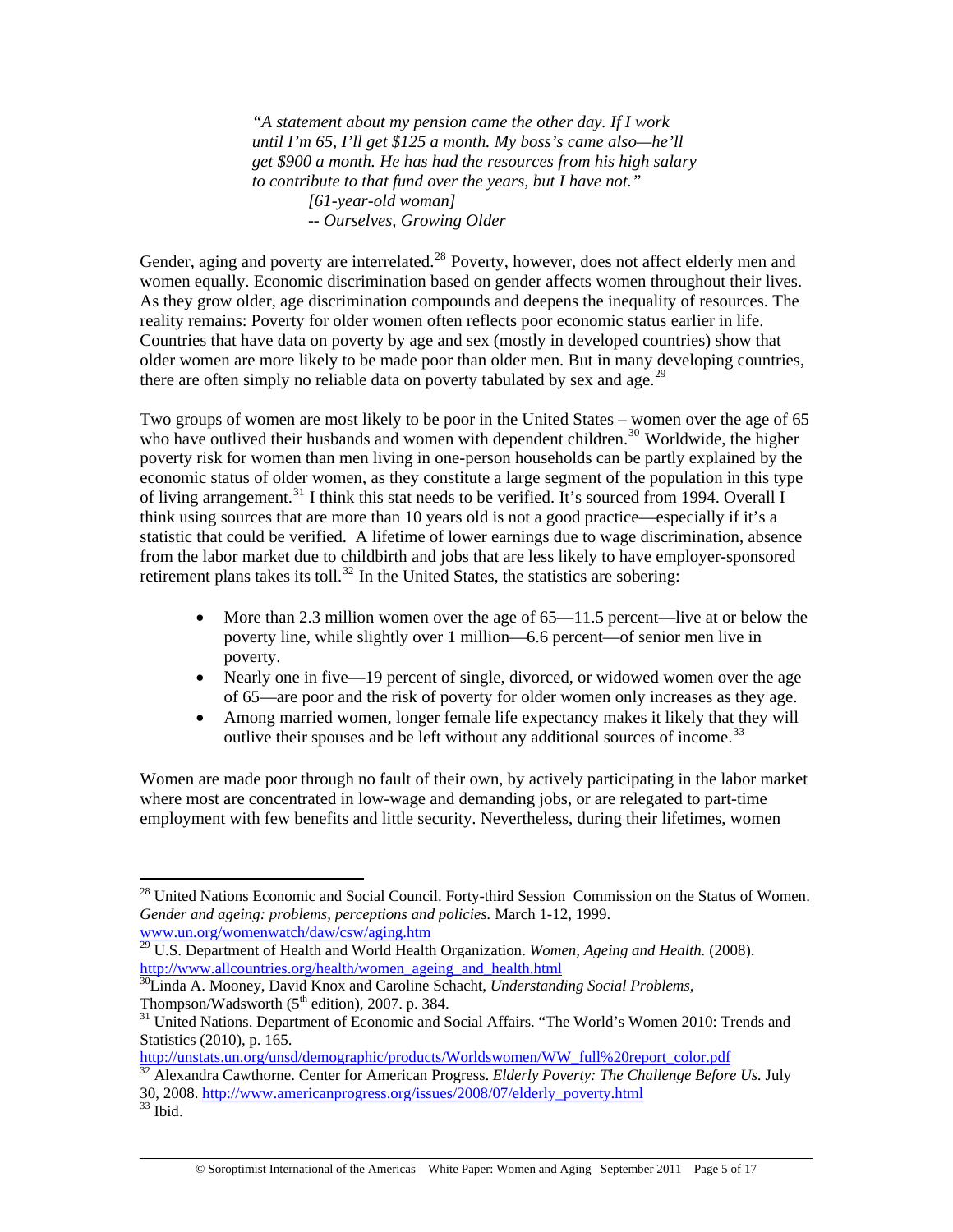> *"A statement about my pension came the other day. If I work until I'm 65, I'll get $125 a month. My boss's came also—he'll get $900 a month. He has had the resources from his high salary to contribute to that fund over the years, but I have not."*
> *[61-year-old woman]*
> *-- Ourselves, Growing Older*

Gender, aging and poverty are interrelated.[28] Poverty, however, does not affect elderly men and women equally. Economic discrimination based on gender affects women throughout their lives. As they grow older, age discrimination compounds and deepens the inequality of resources. The reality remains: Poverty for older women often reflects poor economic status earlier in life. Countries that have data on poverty by age and sex (mostly in developed countries) show that older women are more likely to be made poor than older men. But in many developing countries, there are often simply no reliable data on poverty tabulated by sex and age.[29]

Two groups of women are most likely to be poor in the United States – women over the age of 65 who have outlived their husbands and women with dependent children.[30] Worldwide, the higher poverty risk for women than men living in one-person households can be partly explained by the economic status of older women, as they constitute a large segment of the population in this type of living arrangement.[31] I think this stat needs to be verified. It's sourced from 1994. Overall I think using sources that are more than 10 years old is not a good practice—especially if it's a statistic that could be verified. A lifetime of lower earnings due to wage discrimination, absence from the labor market due to childbirth and jobs that are less likely to have employer-sponsored retirement plans takes its toll.[32] In the United States, the statistics are sobering:

- More than 2.3 million women over the age of 65—11.5 percent—live at or below the poverty line, while slightly over 1 million—6.6 percent—of senior men live in poverty.
- Nearly one in five—19 percent of single, divorced, or widowed women over the age of 65—are poor and the risk of poverty for older women only increases as they age.
- Among married women, longer female life expectancy makes it likely that they will outlive their spouses and be left without any additional sources of income.[33]

Women are made poor through no fault of their own, by actively participating in the labor market where most are concentrated in low-wage and demanding jobs, or are relegated to part-time employment with few benefits and little security. Nevertheless, during their lifetimes, women

---

[28] United Nations Economic and Social Council. Forty-third Session Commission on the Status of Women. *Gender and ageing: problems, perceptions and policies.* March 1-12, 1999. www.un.org/womenwatch/daw/csw/aging.htm

[29] U.S. Department of Health and World Health Organization. *Women, Ageing and Health.* (2008). http://www.allcountries.org/health/women_ageing_and_health.html

[30] Linda A. Mooney, David Knox and Caroline Schacht, *Understanding Social Problems,* Thompson/Wadsworth (5th edition), 2007. p. 384.

[31] United Nations. Department of Economic and Social Affairs. "The World's Women 2010: Trends and Statistics (2010), p. 165. http://unstats.un.org/unsd/demographic/products/Worldswomen/WW_full%20report_color.pdf

[32] Alexandra Cawthorne. Center for American Progress. *Elderly Poverty: The Challenge Before Us.* July 30, 2008. http://www.americanprogress.org/issues/2008/07/elderly_poverty.html

[33] Ibid.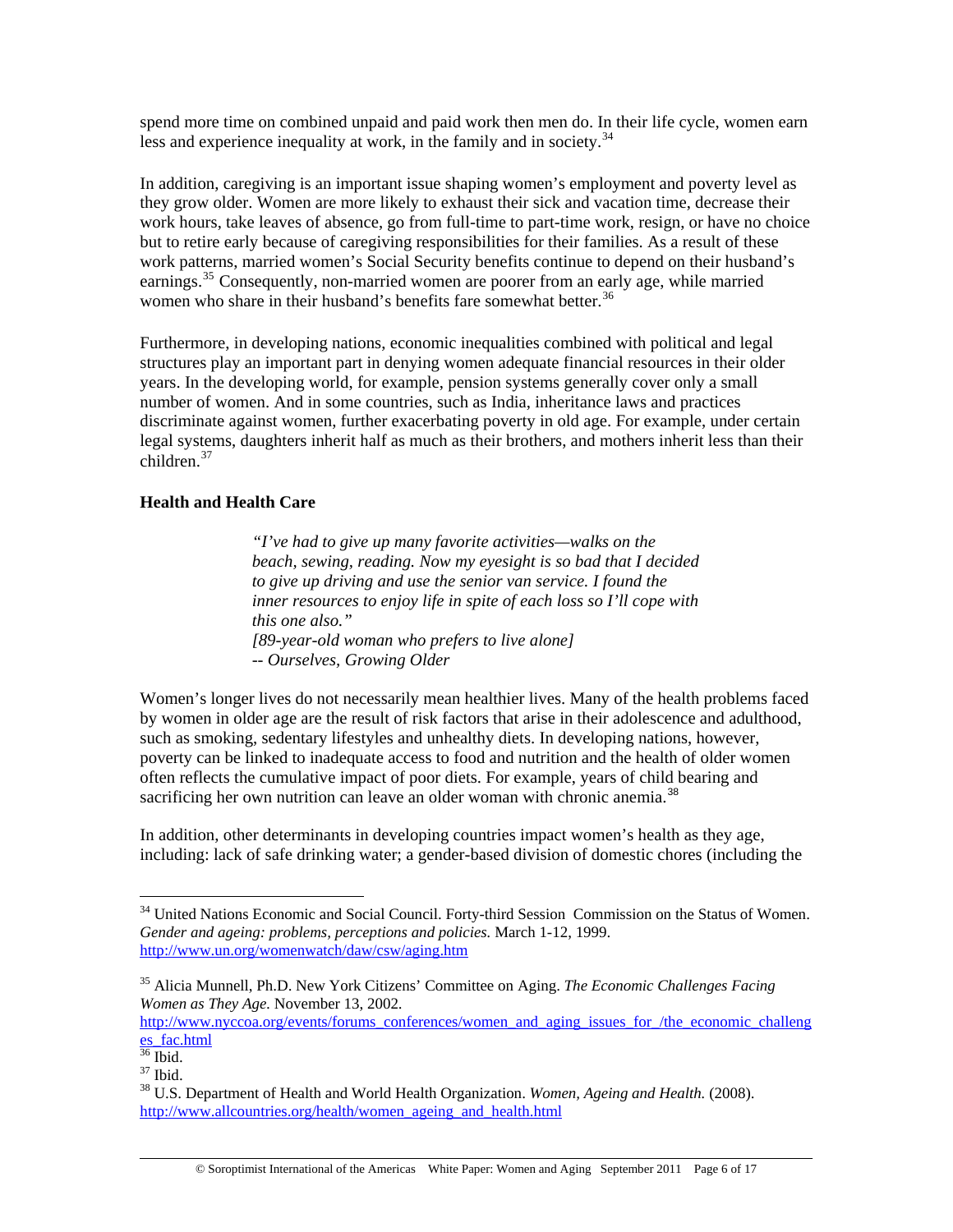spend more time on combined unpaid and paid work then men do. In their life cycle, women earn less and experience inequality at work, in the family and in society.[34]

In addition, caregiving is an important issue shaping women's employment and poverty level as they grow older. Women are more likely to exhaust their sick and vacation time, decrease their work hours, take leaves of absence, go from full-time to part-time work, resign, or have no choice but to retire early because of caregiving responsibilities for their families. As a result of these work patterns, married women's Social Security benefits continue to depend on their husband's earnings.[35] Consequently, non-married women are poorer from an early age, while married women who share in their husband's benefits fare somewhat better.[36]

Furthermore, in developing nations, economic inequalities combined with political and legal structures play an important part in denying women adequate financial resources in their older years. In the developing world, for example, pension systems generally cover only a small number of women. And in some countries, such as India, inheritance laws and practices discriminate against women, further exacerbating poverty in old age. For example, under certain legal systems, daughters inherit half as much as their brothers, and mothers inherit less than their children.[37]

### Health and Health Care

> *"I've had to give up many favorite activities—walks on the beach, sewing, reading. Now my eyesight is so bad that I decided to give up driving and use the senior van service. I found the inner resources to enjoy life in spite of each loss so I'll cope with this one also."*
> *[89-year-old woman who prefers to live alone]*
> *-- Ourselves, Growing Older*

Women's longer lives do not necessarily mean healthier lives. Many of the health problems faced by women in older age are the result of risk factors that arise in their adolescence and adulthood, such as smoking, sedentary lifestyles and unhealthy diets. In developing nations, however, poverty can be linked to inadequate access to food and nutrition and the health of older women often reflects the cumulative impact of poor diets. For example, years of child bearing and sacrificing her own nutrition can leave an older woman with chronic anemia.[38]

In addition, other determinants in developing countries impact women's health as they age, including: lack of safe drinking water; a gender-based division of domestic chores (including the

---

[34] United Nations Economic and Social Council. Forty-third Session Commission on the Status of Women. *Gender and ageing: problems, perceptions and policies.* March 1-12, 1999. http://www.un.org/womenwatch/daw/csw/aging.htm

[35] Alicia Munnell, Ph.D. New York Citizens' Committee on Aging. *The Economic Challenges Facing Women as They Age.* November 13, 2002. http://www.nyccoa.org/events/forums_conferences/women_and_aging_issues_for_/the_economic_challenges_fac.html

[36] Ibid.

[37] Ibid.

[38] U.S. Department of Health and World Health Organization. *Women, Ageing and Health.* (2008). http://www.allcountries.org/health/women_ageing_and_health.html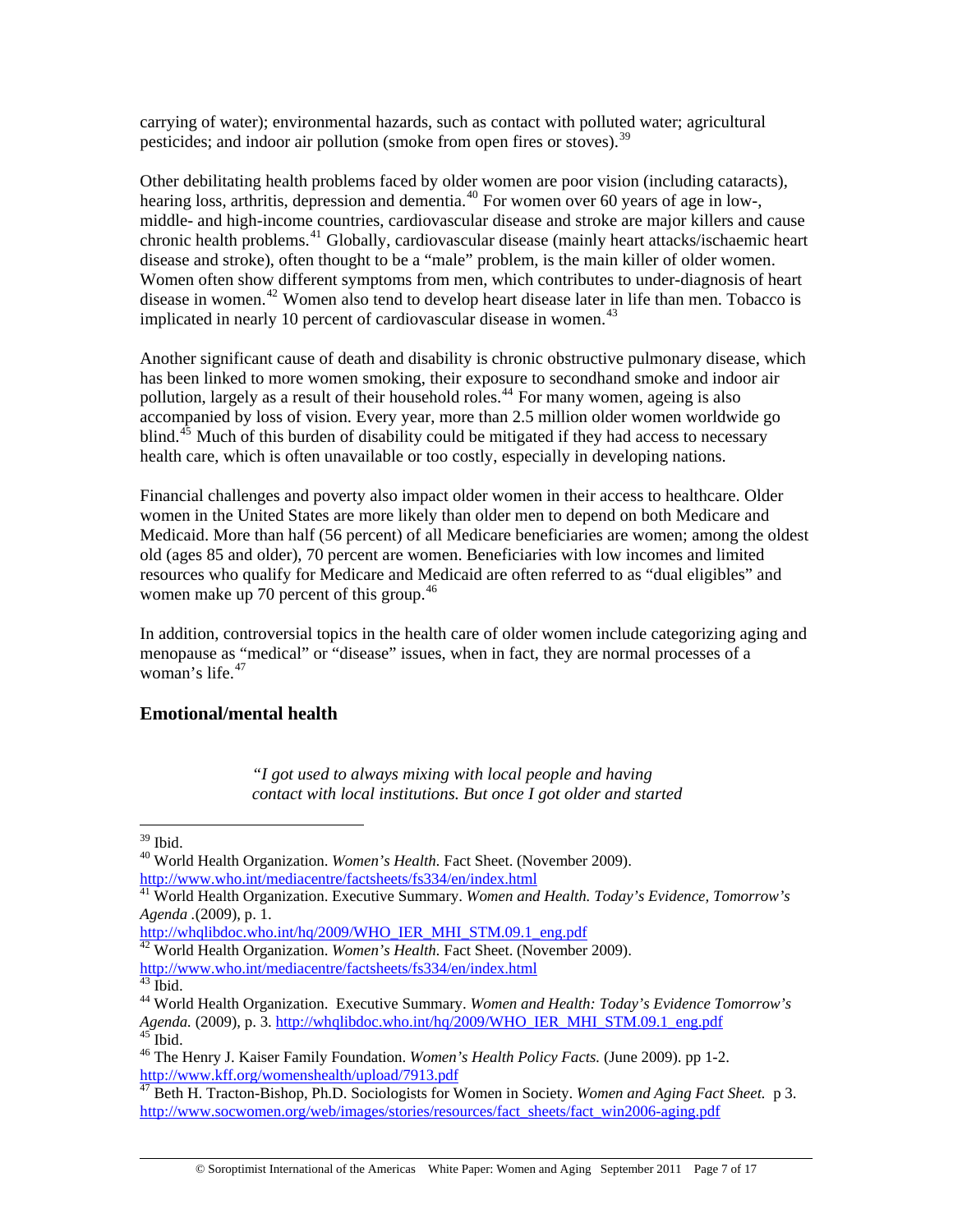carrying of water); environmental hazards, such as contact with polluted water; agricultural pesticides; and indoor air pollution (smoke from open fires or stoves).[39]

Other debilitating health problems faced by older women are poor vision (including cataracts), hearing loss, arthritis, depression and dementia.[40] For women over 60 years of age in low-, middle- and high-income countries, cardiovascular disease and stroke are major killers and cause chronic health problems.[41] Globally, cardiovascular disease (mainly heart attacks/ischaemic heart disease and stroke), often thought to be a "male" problem, is the main killer of older women. Women often show different symptoms from men, which contributes to under-diagnosis of heart disease in women.[42] Women also tend to develop heart disease later in life than men. Tobacco is implicated in nearly 10 percent of cardiovascular disease in women.[43]

Another significant cause of death and disability is chronic obstructive pulmonary disease, which has been linked to more women smoking, their exposure to secondhand smoke and indoor air pollution, largely as a result of their household roles.[44] For many women, ageing is also accompanied by loss of vision. Every year, more than 2.5 million older women worldwide go blind.[45] Much of this burden of disability could be mitigated if they had access to necessary health care, which is often unavailable or too costly, especially in developing nations.

Financial challenges and poverty also impact older women in their access to healthcare. Older women in the United States are more likely than older men to depend on both Medicare and Medicaid. More than half (56 percent) of all Medicare beneficiaries are women; among the oldest old (ages 85 and older), 70 percent are women. Beneficiaries with low incomes and limited resources who qualify for Medicare and Medicaid are often referred to as "dual eligibles" and women make up 70 percent of this group.[46]

In addition, controversial topics in the health care of older women include categorizing aging and menopause as "medical" or "disease" issues, when in fact, they are normal processes of a woman's life.[47]

## Emotional/mental health

> *"I got used to always mixing with local people and having contact with local institutions. But once I got older and started*

---

[39] Ibid.

[40] World Health Organization. *Women's Health.* Fact Sheet. (November 2009). http://www.who.int/mediacentre/factsheets/fs334/en/index.html

[41] World Health Organization. Executive Summary. *Women and Health. Today's Evidence, Tomorrow's Agenda* .(2009), p. 1. http://whqlibdoc.who.int/hq/2009/WHO_IER_MHI_STM.09.1_eng.pdf

[42] World Health Organization. *Women's Health.* Fact Sheet. (November 2009). http://www.who.int/mediacentre/factsheets/fs334/en/index.html

[43] Ibid.

[44] World Health Organization. Executive Summary. *Women and Health: Today's Evidence Tomorrow's Agenda.* (2009), p. 3. http://whqlibdoc.who.int/hq/2009/WHO_IER_MHI_STM.09.1_eng.pdf

[45] Ibid.

[46] The Henry J. Kaiser Family Foundation. *Women's Health Policy Facts.* (June 2009). pp 1-2. http://www.kff.org/womenshealth/upload/7913.pdf

[47] Beth H. Tracton-Bishop, Ph.D. Sociologists for Women in Society. *Women and Aging Fact Sheet.* p 3. http://www.socwomen.org/web/images/stories/resources/fact_sheets/fact_win2006-aging.pdf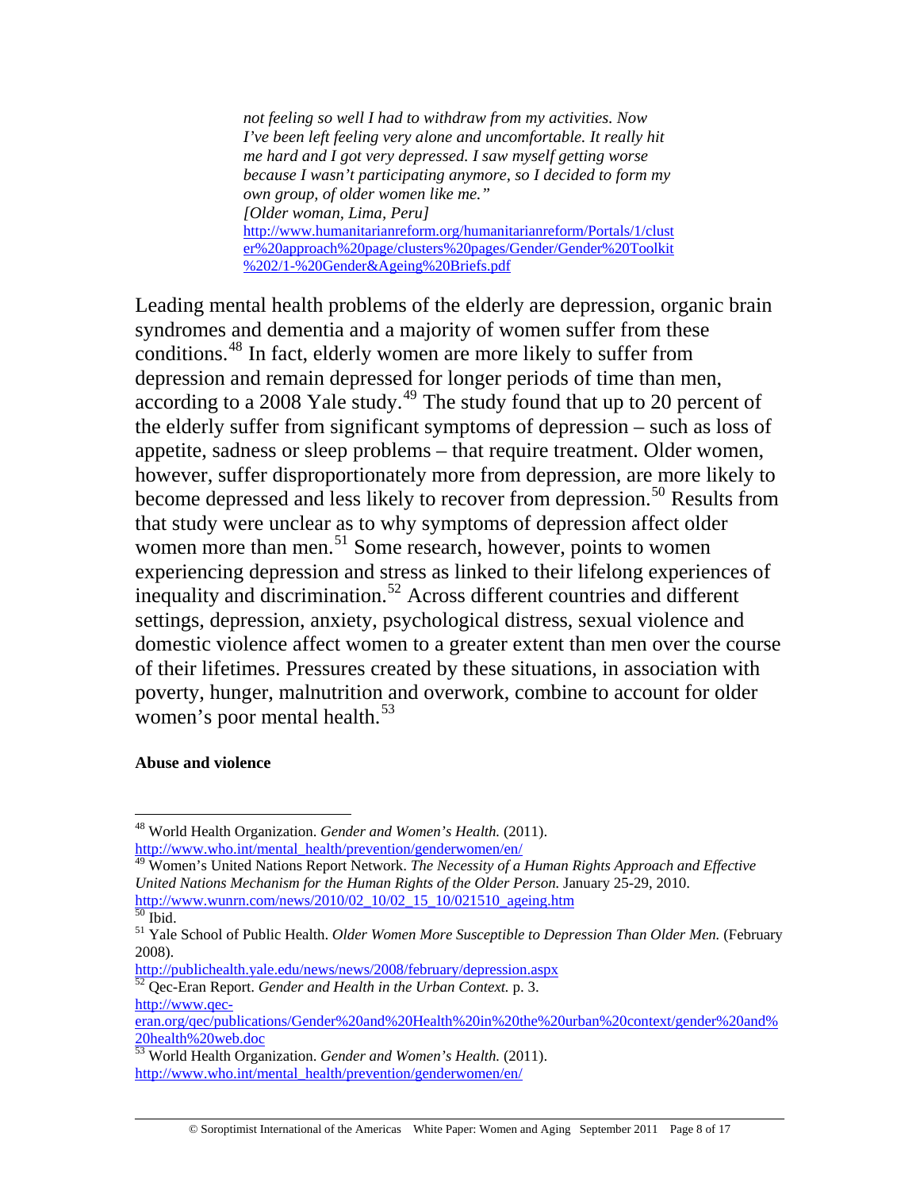> *not feeling so well I had to withdraw from my activities. Now I've been left feeling very alone and uncomfortable. It really hit me hard and I got very depressed. I saw myself getting worse because I wasn't participating anymore, so I decided to form my own group, of older women like me."*
> *[Older woman, Lima, Peru]*
> http://www.humanitarianreform.org/humanitarianreform/Portals/1/cluster%20approach%20page/clusters%20pages/Gender/Gender%20Toolkit%202/1-%20Gender&Ageing%20Briefs.pdf

Leading mental health problems of the elderly are depression, organic brain syndromes and dementia and a majority of women suffer from these conditions.[48] In fact, elderly women are more likely to suffer from depression and remain depressed for longer periods of time than men, according to a 2008 Yale study.[49] The study found that up to 20 percent of the elderly suffer from significant symptoms of depression – such as loss of appetite, sadness or sleep problems – that require treatment. Older women, however, suffer disproportionately more from depression, are more likely to become depressed and less likely to recover from depression.[50] Results from that study were unclear as to why symptoms of depression affect older women more than men.[51] Some research, however, points to women experiencing depression and stress as linked to their lifelong experiences of inequality and discrimination.[52] Across different countries and different settings, depression, anxiety, psychological distress, sexual violence and domestic violence affect women to a greater extent than men over the course of their lifetimes. Pressures created by these situations, in association with poverty, hunger, malnutrition and overwork, combine to account for older women's poor mental health.[53]

**Abuse and violence**

---

[48] World Health Organization. *Gender and Women's Health.* (2011). http://www.who.int/mental_health/prevention/genderwomen/en/

[49] Women's United Nations Report Network. *The Necessity of a Human Rights Approach and Effective United Nations Mechanism for the Human Rights of the Older Person.* January 25-29, 2010. http://www.wunrn.com/news/2010/02_10/02_15_10/021510_ageing.htm

[50] Ibid.

[51] Yale School of Public Health. *Older Women More Susceptible to Depression Than Older Men.* (February 2008). http://publichealth.yale.edu/news/news/2008/february/depression.aspx

[52] Qec-Eran Report. *Gender and Health in the Urban Context.* p. 3. http://www.qec-eran.org/qec/publications/Gender%20and%20Health%20in%20the%20urban%20context/gender%20and%20health%20web.doc

[53] World Health Organization. *Gender and Women's Health.* (2011). http://www.who.int/mental_health/prevention/genderwomen/en/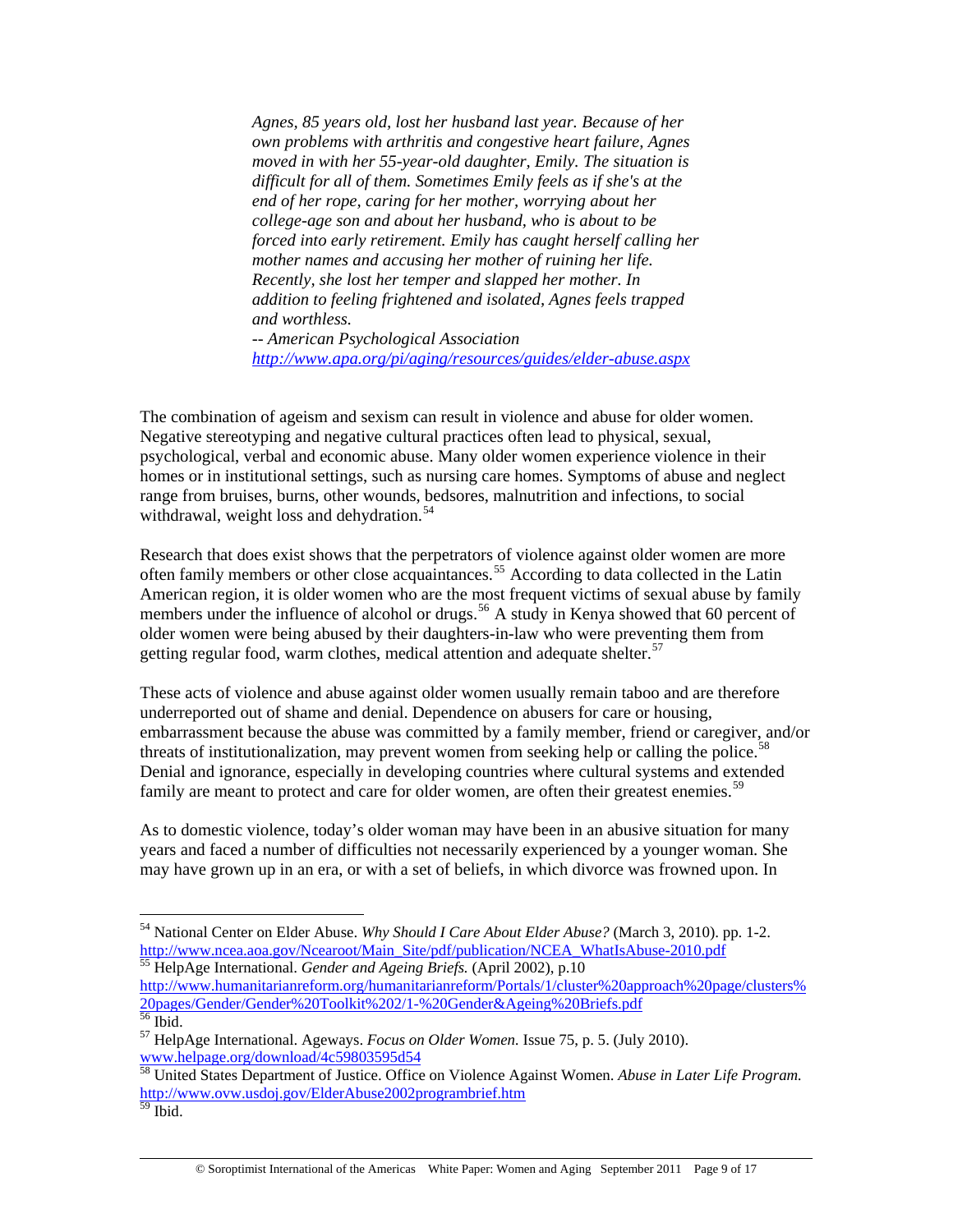> *Agnes, 85 years old, lost her husband last year. Because of her own problems with arthritis and congestive heart failure, Agnes moved in with her 55-year-old daughter, Emily. The situation is difficult for all of them. Sometimes Emily feels as if she's at the end of her rope, caring for her mother, worrying about her college-age son and about her husband, who is about to be forced into early retirement. Emily has caught herself calling her mother names and accusing her mother of ruining her life. Recently, she lost her temper and slapped her mother. In addition to feeling frightened and isolated, Agnes feels trapped and worthless.*
> *-- American Psychological Association*
> *http://www.apa.org/pi/aging/resources/guides/elder-abuse.aspx*

The combination of ageism and sexism can result in violence and abuse for older women. Negative stereotyping and negative cultural practices often lead to physical, sexual, psychological, verbal and economic abuse. Many older women experience violence in their homes or in institutional settings, such as nursing care homes. Symptoms of abuse and neglect range from bruises, burns, other wounds, bedsores, malnutrition and infections, to social withdrawal, weight loss and dehydration.[54]

Research that does exist shows that the perpetrators of violence against older women are more often family members or other close acquaintances.[55] According to data collected in the Latin American region, it is older women who are the most frequent victims of sexual abuse by family members under the influence of alcohol or drugs.[56] A study in Kenya showed that 60 percent of older women were being abused by their daughters-in-law who were preventing them from getting regular food, warm clothes, medical attention and adequate shelter.[57]

These acts of violence and abuse against older women usually remain taboo and are therefore underreported out of shame and denial. Dependence on abusers for care or housing, embarrassment because the abuse was committed by a family member, friend or caregiver, and/or threats of institutionalization, may prevent women from seeking help or calling the police.[58] Denial and ignorance, especially in developing countries where cultural systems and extended family are meant to protect and care for older women, are often their greatest enemies.[59]

As to domestic violence, today's older woman may have been in an abusive situation for many years and faced a number of difficulties not necessarily experienced by a younger woman. She may have grown up in an era, or with a set of beliefs, in which divorce was frowned upon. In

---

[54] National Center on Elder Abuse. *Why Should I Care About Elder Abuse?* (March 3, 2010). pp. 1-2. http://www.ncea.aoa.gov/Ncearoot/Main_Site/pdf/publication/NCEA_WhatIsAbuse-2010.pdf

[55] HelpAge International. *Gender and Ageing Briefs.* (April 2002), p.10 http://www.humanitarianreform.org/humanitarianreform/Portals/1/cluster%20approach%20page/clusters%20pages/Gender/Gender%20Toolkit%202/1-%20Gender&Ageing%20Briefs.pdf

[56] Ibid.

[57] HelpAge International. Ageways. *Focus on Older Women.* Issue 75, p. 5. (July 2010). www.helpage.org/download/4c59803595d54

[58] United States Department of Justice. Office on Violence Against Women. *Abuse in Later Life Program.* http://www.ovw.usdoj.gov/ElderAbuse2002programbrief.htm

[59] Ibid.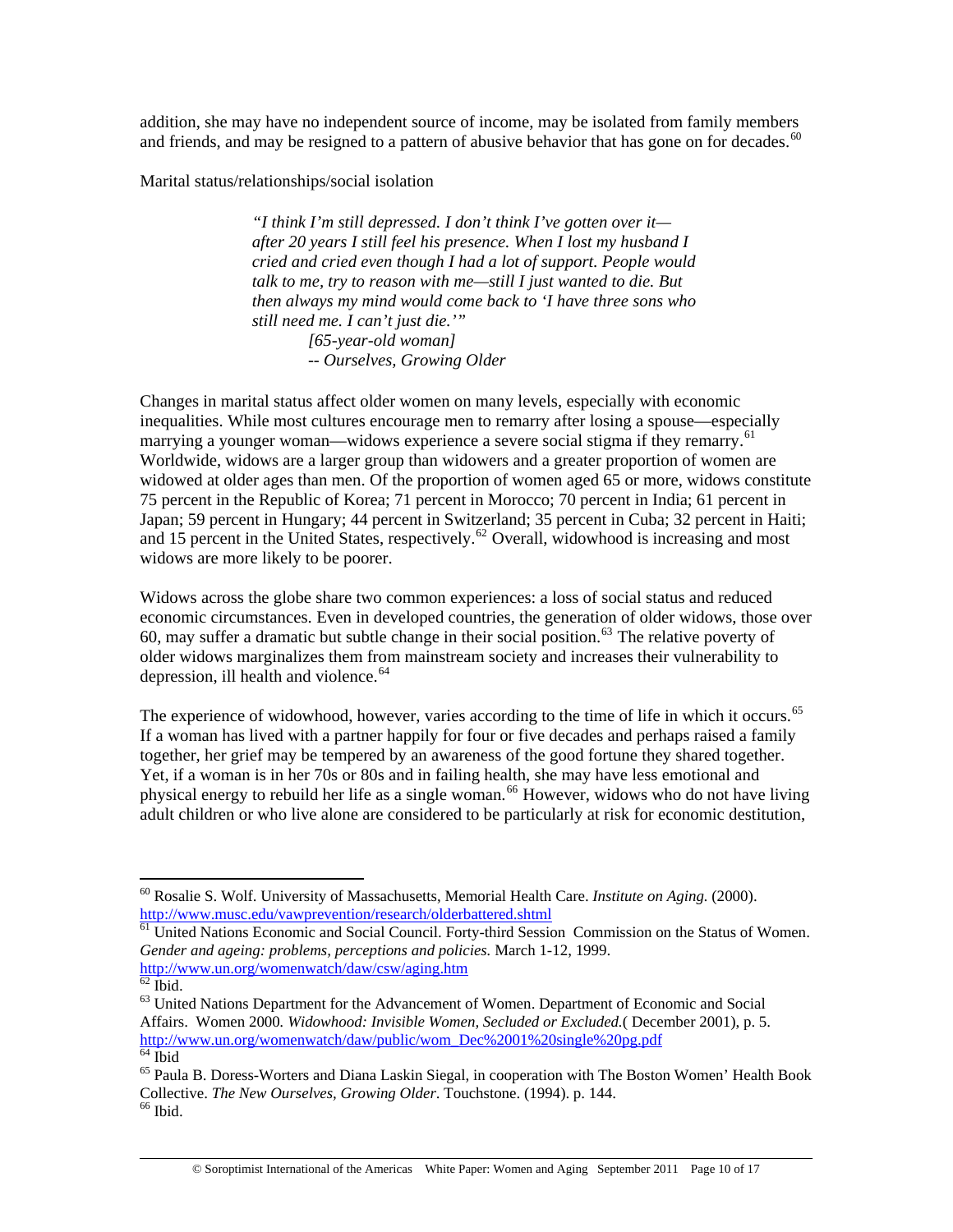addition, she may have no independent source of income, may be isolated from family members and friends, and may be resigned to a pattern of abusive behavior that has gone on for decades.[60]

Marital status/relationships/social isolation

> *"I think I'm still depressed. I don't think I've gotten over it—after 20 years I still feel his presence. When I lost my husband I cried and cried even though I had a lot of support. People would talk to me, try to reason with me—still I just wanted to die. But then always my mind would come back to 'I have three sons who still need me. I can't just die.'"*
>
> *[65-year-old woman]*
>
> *-- Ourselves, Growing Older*

Changes in marital status affect older women on many levels, especially with economic inequalities. While most cultures encourage men to remarry after losing a spouse—especially marrying a younger woman—widows experience a severe social stigma if they remarry.[61] Worldwide, widows are a larger group than widowers and a greater proportion of women are widowed at older ages than men. Of the proportion of women aged 65 or more, widows constitute 75 percent in the Republic of Korea; 71 percent in Morocco; 70 percent in India; 61 percent in Japan; 59 percent in Hungary; 44 percent in Switzerland; 35 percent in Cuba; 32 percent in Haiti; and 15 percent in the United States, respectively.[62] Overall, widowhood is increasing and most widows are more likely to be poorer.

Widows across the globe share two common experiences: a loss of social status and reduced economic circumstances. Even in developed countries, the generation of older widows, those over 60, may suffer a dramatic but subtle change in their social position.[63] The relative poverty of older widows marginalizes them from mainstream society and increases their vulnerability to depression, ill health and violence.[64]

The experience of widowhood, however, varies according to the time of life in which it occurs.[65] If a woman has lived with a partner happily for four or five decades and perhaps raised a family together, her grief may be tempered by an awareness of the good fortune they shared together. Yet, if a woman is in her 70s or 80s and in failing health, she may have less emotional and physical energy to rebuild her life as a single woman.[66] However, widows who do not have living adult children or who live alone are considered to be particularly at risk for economic destitution,

---

[60] Rosalie S. Wolf. University of Massachusetts, Memorial Health Care. *Institute on Aging.* (2000). http://www.musc.edu/vawprevention/research/olderbattered.shtml

[61] United Nations Economic and Social Council. Forty-third Session Commission on the Status of Women. *Gender and ageing: problems, perceptions and policies.* March 1-12, 1999. http://www.un.org/womenwatch/daw/csw/aging.htm

[62] Ibid.

[63] United Nations Department for the Advancement of Women. Department of Economic and Social Affairs. Women 2000*. Widowhood: Invisible Women, Secluded or Excluded.*( December 2001), p. 5. http://www.un.org/womenwatch/daw/public/wom_Dec%2001%20single%20pg.pdf

[64] Ibid

[65] Paula B. Doress-Worters and Diana Laskin Siegal, in cooperation with The Boston Women' Health Book Collective. *The New Ourselves, Growing Older*. Touchstone. (1994). p. 144.

[66] Ibid.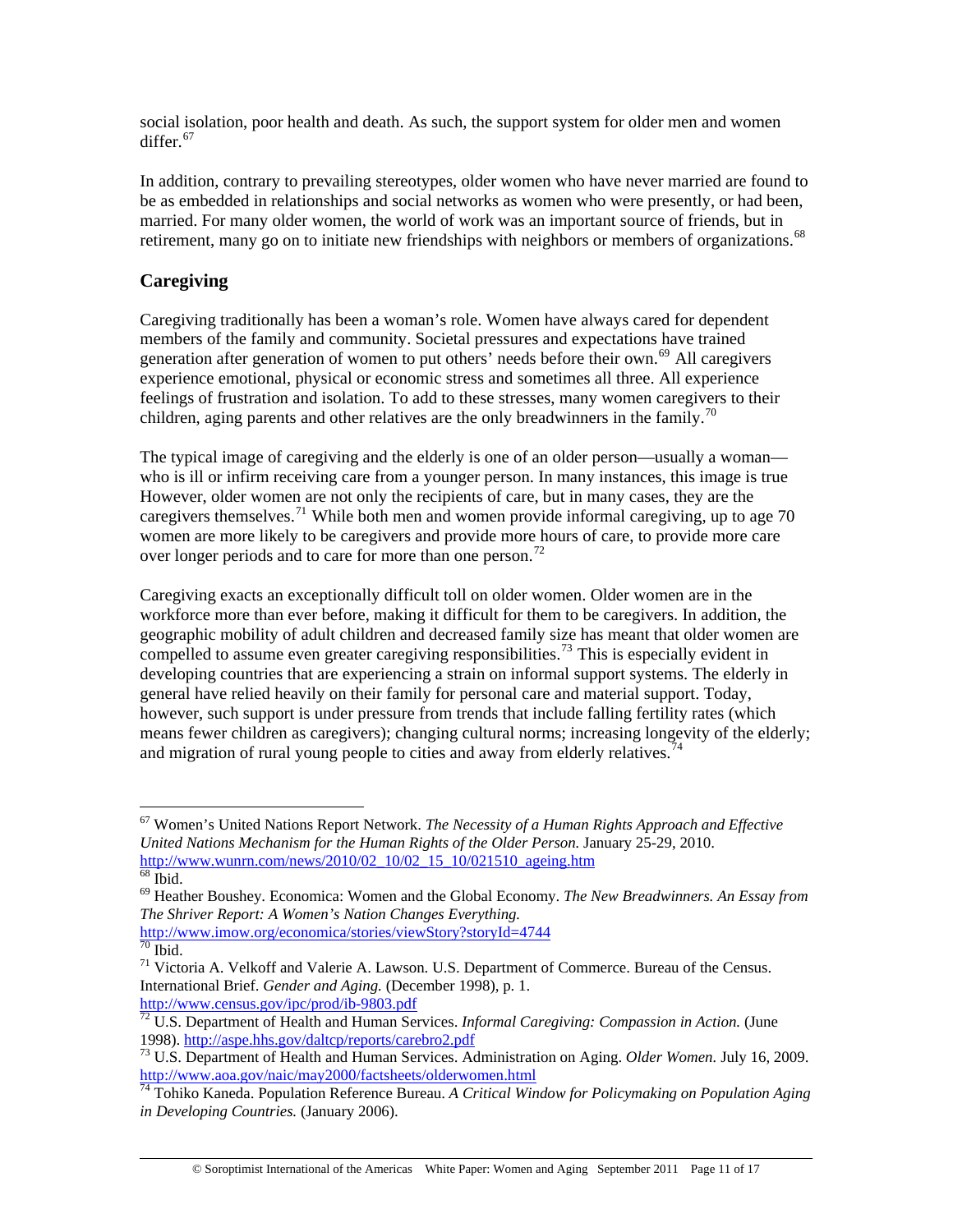social isolation, poor health and death. As such, the support system for older men and women differ.[67]

In addition, contrary to prevailing stereotypes, older women who have never married are found to be as embedded in relationships and social networks as women who were presently, or had been, married. For many older women, the world of work was an important source of friends, but in retirement, many go on to initiate new friendships with neighbors or members of organizations.[68]

## Caregiving

Caregiving traditionally has been a woman's role. Women have always cared for dependent members of the family and community. Societal pressures and expectations have trained generation after generation of women to put others' needs before their own.[69] All caregivers experience emotional, physical or economic stress and sometimes all three. All experience feelings of frustration and isolation. To add to these stresses, many women caregivers to their children, aging parents and other relatives are the only breadwinners in the family.[70]

The typical image of caregiving and the elderly is one of an older person—usually a woman—who is ill or infirm receiving care from a younger person. In many instances, this image is true However, older women are not only the recipients of care, but in many cases, they are the caregivers themselves.[71] While both men and women provide informal caregiving, up to age 70 women are more likely to be caregivers and provide more hours of care, to provide more care over longer periods and to care for more than one person.[72]

Caregiving exacts an exceptionally difficult toll on older women. Older women are in the workforce more than ever before, making it difficult for them to be caregivers. In addition, the geographic mobility of adult children and decreased family size has meant that older women are compelled to assume even greater caregiving responsibilities.[73] This is especially evident in developing countries that are experiencing a strain on informal support systems. The elderly in general have relied heavily on their family for personal care and material support. Today, however, such support is under pressure from trends that include falling fertility rates (which means fewer children as caregivers); changing cultural norms; increasing longevity of the elderly; and migration of rural young people to cities and away from elderly relatives.[74]

---

[67] Women's United Nations Report Network. *The Necessity of a Human Rights Approach and Effective United Nations Mechanism for the Human Rights of the Older Person.* January 25-29, 2010. http://www.wunrn.com/news/2010/02_10/02_15_10/021510_ageing.htm

[68] Ibid.

[69] Heather Boushey. Economica: Women and the Global Economy. *The New Breadwinners. An Essay from The Shriver Report: A Women's Nation Changes Everything.* http://www.imow.org/economica/stories/viewStory?storyId=4744

[70] Ibid.

[71] Victoria A. Velkoff and Valerie A. Lawson. U.S. Department of Commerce. Bureau of the Census. International Brief. *Gender and Aging.* (December 1998), p. 1. http://www.census.gov/ipc/prod/ib-9803.pdf

[72] U.S. Department of Health and Human Services. *Informal Caregiving: Compassion in Action.* (June 1998). http://aspe.hhs.gov/daltcp/reports/carebro2.pdf

[73] U.S. Department of Health and Human Services. Administration on Aging. *Older Women.* July 16, 2009. http://www.aoa.gov/naic/may2000/factsheets/olderwomen.html

[74] Tohiko Kaneda. Population Reference Bureau. *A Critical Window for Policymaking on Population Aging in Developing Countries.* (January 2006).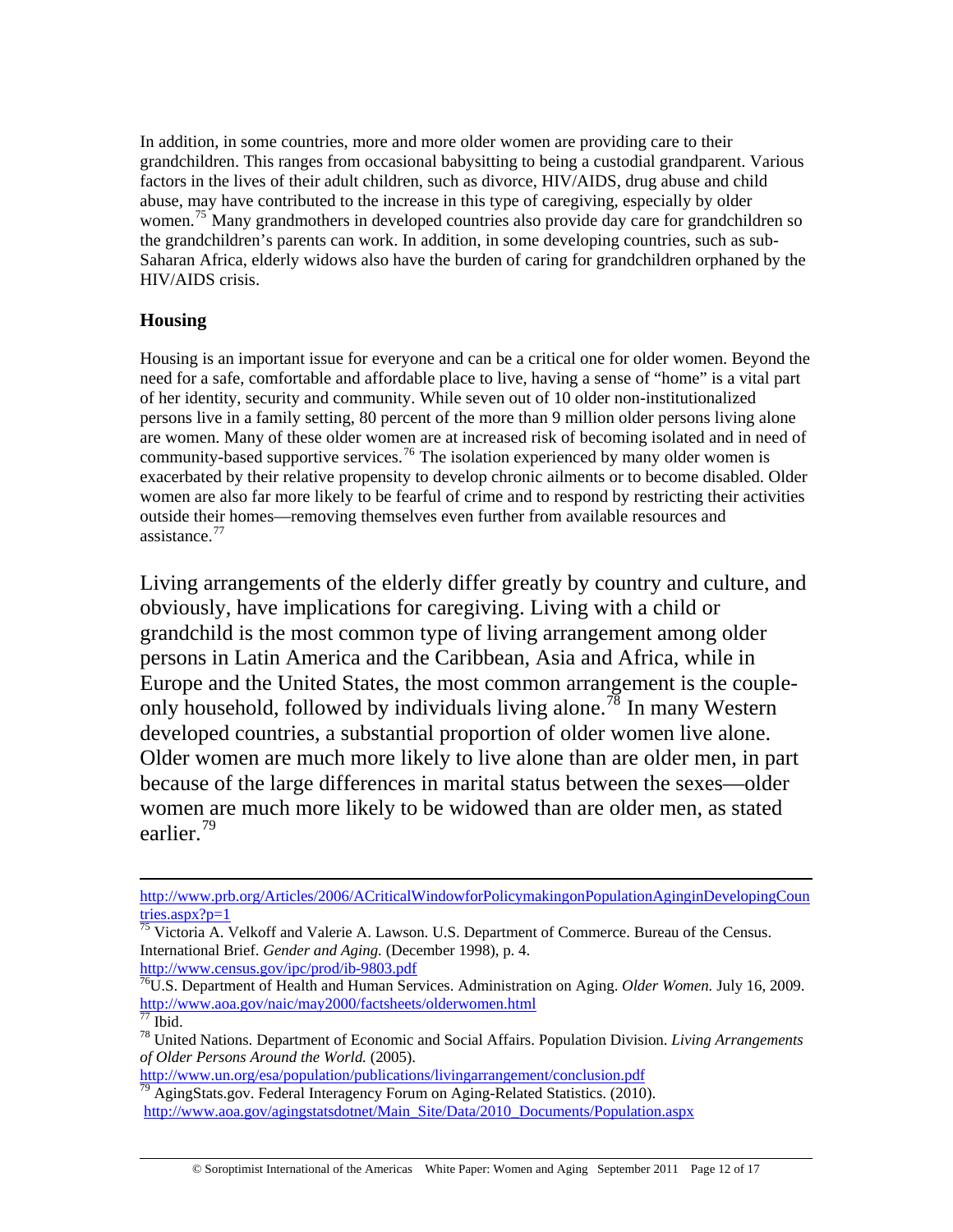In addition, in some countries, more and more older women are providing care to their grandchildren. This ranges from occasional babysitting to being a custodial grandparent. Various factors in the lives of their adult children, such as divorce, HIV/AIDS, drug abuse and child abuse, may have contributed to the increase in this type of caregiving, especially by older women.[75] Many grandmothers in developed countries also provide day care for grandchildren so the grandchildren's parents can work. In addition, in some developing countries, such as sub-Saharan Africa, elderly widows also have the burden of caring for grandchildren orphaned by the HIV/AIDS crisis.

## Housing

Housing is an important issue for everyone and can be a critical one for older women. Beyond the need for a safe, comfortable and affordable place to live, having a sense of "home" is a vital part of her identity, security and community. While seven out of 10 older non-institutionalized persons live in a family setting, 80 percent of the more than 9 million older persons living alone are women. Many of these older women are at increased risk of becoming isolated and in need of community-based supportive services.[76] The isolation experienced by many older women is exacerbated by their relative propensity to develop chronic ailments or to become disabled. Older women are also far more likely to be fearful of crime and to respond by restricting their activities outside their homes—removing themselves even further from available resources and assistance.[77]

Living arrangements of the elderly differ greatly by country and culture, and obviously, have implications for caregiving. Living with a child or grandchild is the most common type of living arrangement among older persons in Latin America and the Caribbean, Asia and Africa, while in Europe and the United States, the most common arrangement is the couple-only household, followed by individuals living alone.[78] In many Western developed countries, a substantial proportion of older women live alone. Older women are much more likely to live alone than are older men, in part because of the large differences in marital status between the sexes—older women are much more likely to be widowed than are older men, as stated earlier.[79]

---

http://www.prb.org/Articles/2006/ACriticalWindowforPolicymakingonPopulationAginginDevelopingCountries.aspx?p=1

[75] Victoria A. Velkoff and Valerie A. Lawson. U.S. Department of Commerce. Bureau of the Census. International Brief. *Gender and Aging.* (December 1998), p. 4. http://www.census.gov/ipc/prod/ib-9803.pdf

[76] U.S. Department of Health and Human Services. Administration on Aging. *Older Women.* July 16, 2009. http://www.aoa.gov/naic/may2000/factsheets/olderwomen.html

[77] Ibid.

[78] United Nations. Department of Economic and Social Affairs. Population Division. *Living Arrangements of Older Persons Around the World.* (2005). http://www.un.org/esa/population/publications/livingarrangement/conclusion.pdf

[79] AgingStats.gov. Federal Interagency Forum on Aging-Related Statistics. (2010). http://www.aoa.gov/agingstatsdotnet/Main_Site/Data/2010_Documents/Population.aspx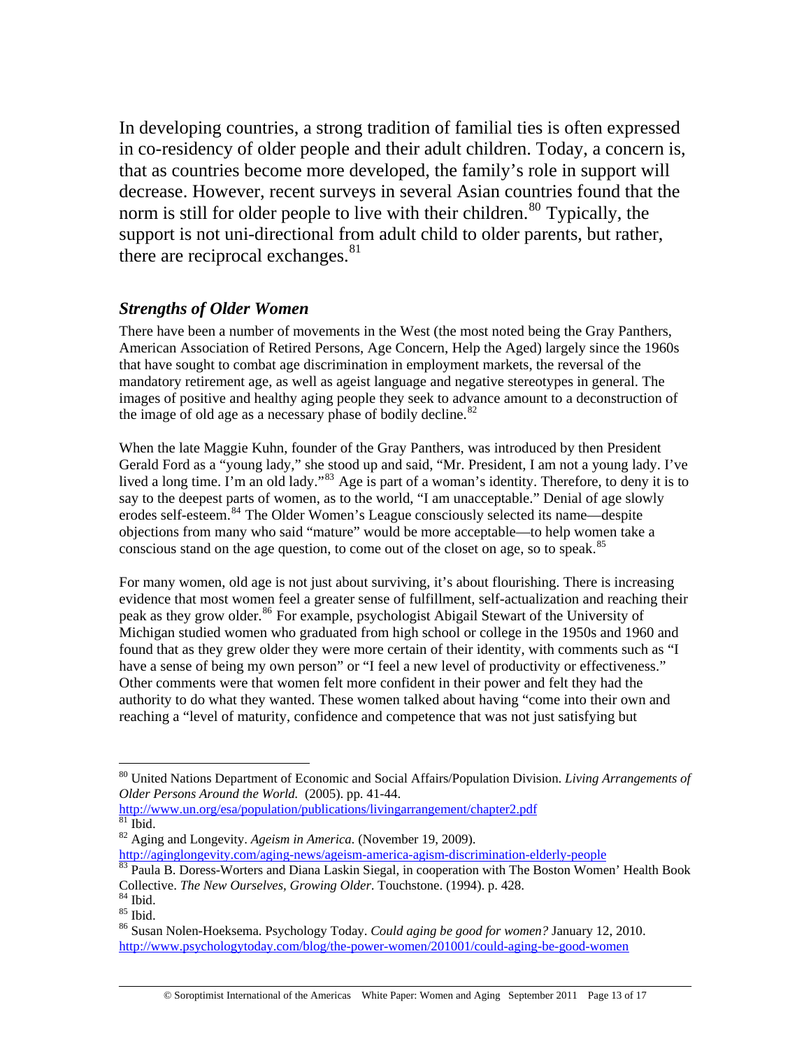In developing countries, a strong tradition of familial ties is often expressed in co-residency of older people and their adult children. Today, a concern is, that as countries become more developed, the family's role in support will decrease. However, recent surveys in several Asian countries found that the norm is still for older people to live with their children.[80] Typically, the support is not uni-directional from adult child to older parents, but rather, there are reciprocal exchanges.[81]

### *Strengths of Older Women*

There have been a number of movements in the West (the most noted being the Gray Panthers, American Association of Retired Persons, Age Concern, Help the Aged) largely since the 1960s that have sought to combat age discrimination in employment markets, the reversal of the mandatory retirement age, as well as ageist language and negative stereotypes in general. The images of positive and healthy aging people they seek to advance amount to a deconstruction of the image of old age as a necessary phase of bodily decline.[82]

When the late Maggie Kuhn, founder of the Gray Panthers, was introduced by then President Gerald Ford as a "young lady," she stood up and said, "Mr. President, I am not a young lady. I've lived a long time. I'm an old lady."[83] Age is part of a woman's identity. Therefore, to deny it is to say to the deepest parts of women, as to the world, "I am unacceptable." Denial of age slowly erodes self-esteem.[84] The Older Women's League consciously selected its name—despite objections from many who said "mature" would be more acceptable—to help women take a conscious stand on the age question, to come out of the closet on age, so to speak.[85]

For many women, old age is not just about surviving, it's about flourishing. There is increasing evidence that most women feel a greater sense of fulfillment, self-actualization and reaching their peak as they grow older.[86] For example, psychologist Abigail Stewart of the University of Michigan studied women who graduated from high school or college in the 1950s and 1960 and found that as they grew older they were more certain of their identity, with comments such as "I have a sense of being my own person" or "I feel a new level of productivity or effectiveness." Other comments were that women felt more confident in their power and felt they had the authority to do what they wanted. These women talked about having "come into their own and reaching a "level of maturity, confidence and competence that was not just satisfying but

---

[80] United Nations Department of Economic and Social Affairs/Population Division. *Living Arrangements of Older Persons Around the World.* (2005). pp. 41-44. http://www.un.org/esa/population/publications/livingarrangement/chapter2.pdf

[81] Ibid.

[82] Aging and Longevity. *Ageism in America.* (November 19, 2009). http://aginglongevity.com/aging-news/ageism-america-agism-discrimination-elderly-people

[83] Paula B. Doress-Worters and Diana Laskin Siegal, in cooperation with The Boston Women' Health Book Collective. *The New Ourselves, Growing Older.* Touchstone. (1994). p. 428.

[84] Ibid.

[85] Ibid.

[86] Susan Nolen-Hoeksema. Psychology Today. *Could aging be good for women?* January 12, 2010. http://www.psychologytoday.com/blog/the-power-women/201001/could-aging-be-good-women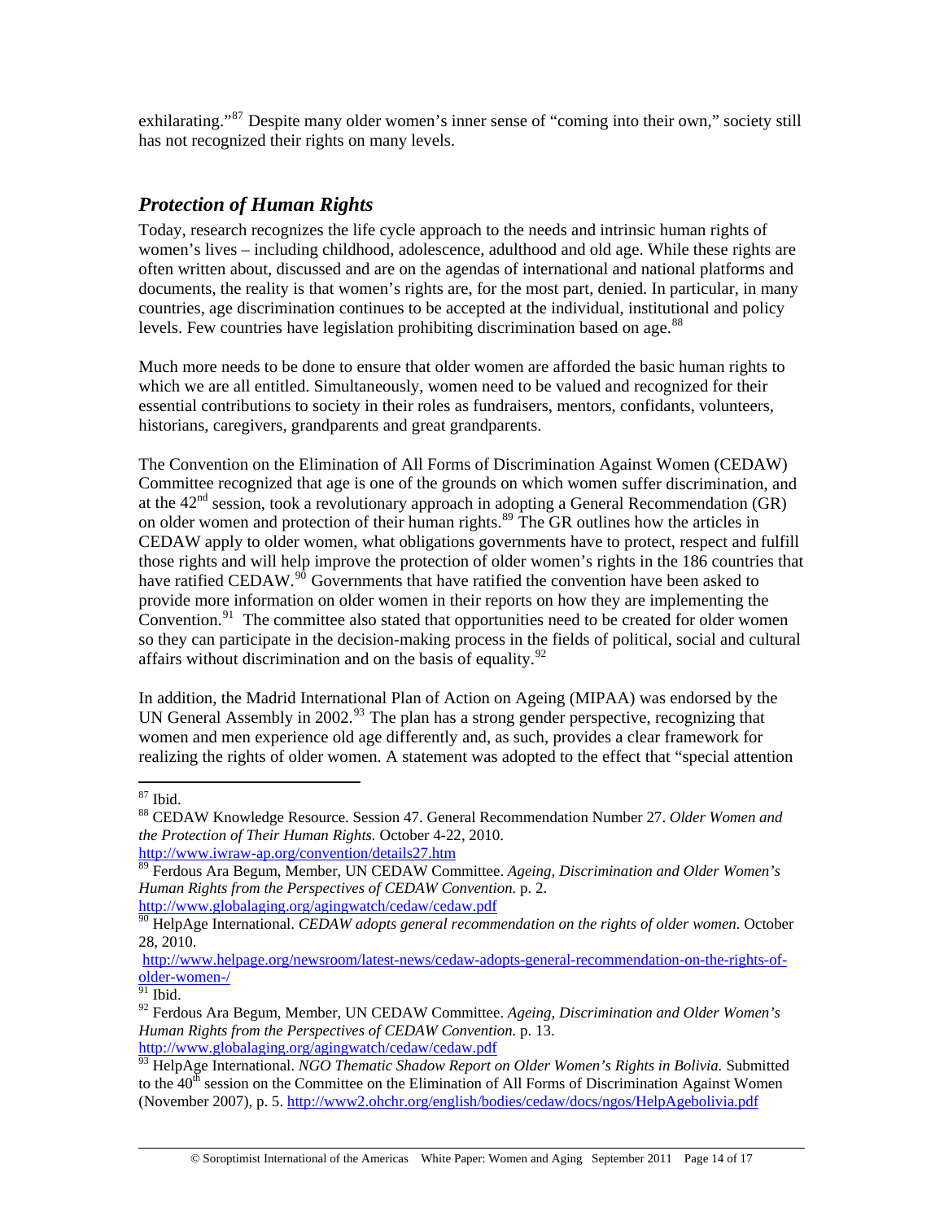exhilarating."[87] Despite many older women's inner sense of "coming into their own," society still has not recognized their rights on many levels.

## *Protection of Human Rights*

Today, research recognizes the life cycle approach to the needs and intrinsic human rights of women's lives – including childhood, adolescence, adulthood and old age. While these rights are often written about, discussed and are on the agendas of international and national platforms and documents, the reality is that women's rights are, for the most part, denied. In particular, in many countries, age discrimination continues to be accepted at the individual, institutional and policy levels. Few countries have legislation prohibiting discrimination based on age.[88]

Much more needs to be done to ensure that older women are afforded the basic human rights to which we are all entitled. Simultaneously, women need to be valued and recognized for their essential contributions to society in their roles as fundraisers, mentors, confidants, volunteers, historians, caregivers, grandparents and great grandparents.

The Convention on the Elimination of All Forms of Discrimination Against Women (CEDAW) Committee recognized that age is one of the grounds on which women suffer discrimination, and at the 42nd session, took a revolutionary approach in adopting a General Recommendation (GR) on older women and protection of their human rights.[89] The GR outlines how the articles in CEDAW apply to older women, what obligations governments have to protect, respect and fulfill those rights and will help improve the protection of older women's rights in the 186 countries that have ratified CEDAW.[90] Governments that have ratified the convention have been asked to provide more information on older women in their reports on how they are implementing the Convention.[91] The committee also stated that opportunities need to be created for older women so they can participate in the decision-making process in the fields of political, social and cultural affairs without discrimination and on the basis of equality.[92]

In addition, the Madrid International Plan of Action on Ageing (MIPAA) was endorsed by the UN General Assembly in 2002.[93] The plan has a strong gender perspective, recognizing that women and men experience old age differently and, as such, provides a clear framework for realizing the rights of older women. A statement was adopted to the effect that "special attention

---

[87] Ibid.

[88] CEDAW Knowledge Resource. Session 47. General Recommendation Number 27. *Older Women and the Protection of Their Human Rights.* October 4-22, 2010. http://www.iwraw-ap.org/convention/details27.htm

[89] Ferdous Ara Begum, Member, UN CEDAW Committee. *Ageing, Discrimination and Older Women's Human Rights from the Perspectives of CEDAW Convention.* p. 2. http://www.globalaging.org/agingwatch/cedaw/cedaw.pdf

[90] HelpAge International. *CEDAW adopts general recommendation on the rights of older women.* October 28, 2010. http://www.helpage.org/newsroom/latest-news/cedaw-adopts-general-recommendation-on-the-rights-of-older-women-/

[91] Ibid.

[92] Ferdous Ara Begum, Member, UN CEDAW Committee. *Ageing, Discrimination and Older Women's Human Rights from the Perspectives of CEDAW Convention.* p. 13. http://www.globalaging.org/agingwatch/cedaw/cedaw.pdf

[93] HelpAge International. *NGO Thematic Shadow Report on Older Women's Rights in Bolivia.* Submitted to the 40th session on the Committee on the Elimination of All Forms of Discrimination Against Women (November 2007), p. 5. http://www2.ohchr.org/english/bodies/cedaw/docs/ngos/HelpAgebolivia.pdf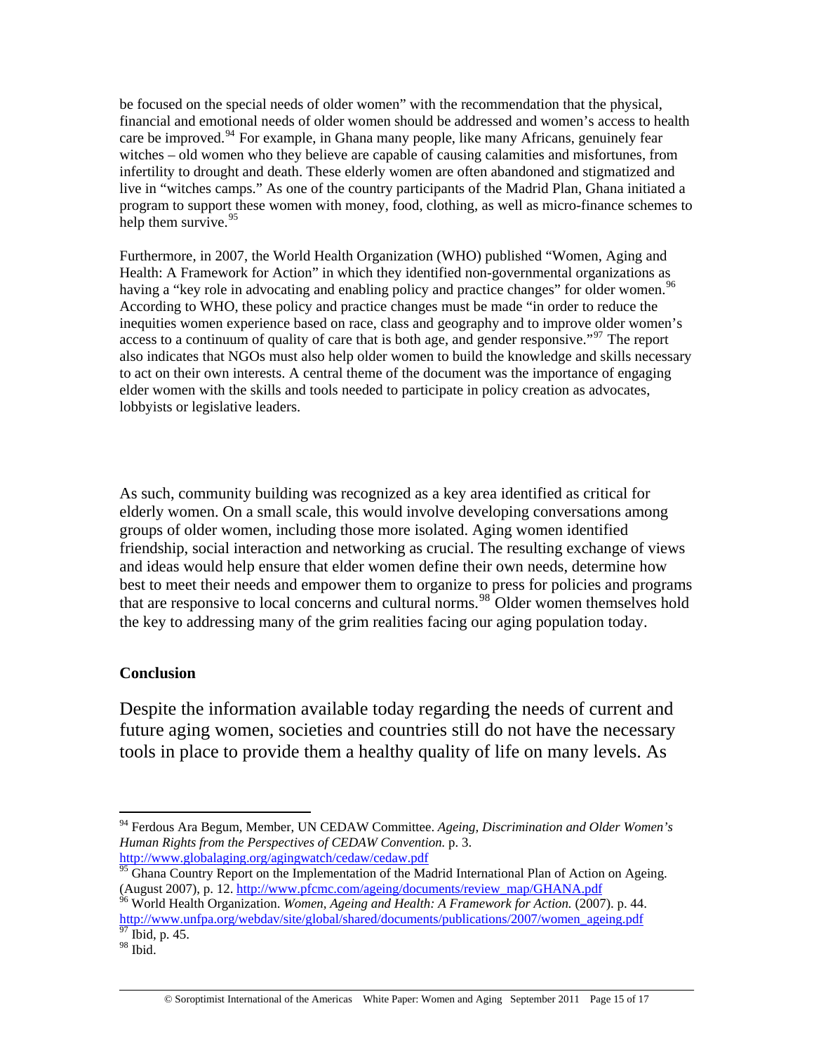be focused on the special needs of older women" with the recommendation that the physical, financial and emotional needs of older women should be addressed and women's access to health care be improved.[94] For example, in Ghana many people, like many Africans, genuinely fear witches – old women who they believe are capable of causing calamities and misfortunes, from infertility to drought and death. These elderly women are often abandoned and stigmatized and live in "witches camps." As one of the country participants of the Madrid Plan, Ghana initiated a program to support these women with money, food, clothing, as well as micro-finance schemes to help them survive.[95]

Furthermore, in 2007, the World Health Organization (WHO) published "Women, Aging and Health: A Framework for Action" in which they identified non-governmental organizations as having a "key role in advocating and enabling policy and practice changes" for older women.[96] According to WHO, these policy and practice changes must be made "in order to reduce the inequities women experience based on race, class and geography and to improve older women's access to a continuum of quality of care that is both age, and gender responsive."[97] The report also indicates that NGOs must also help older women to build the knowledge and skills necessary to act on their own interests. A central theme of the document was the importance of engaging elder women with the skills and tools needed to participate in policy creation as advocates, lobbyists or legislative leaders.

As such, community building was recognized as a key area identified as critical for elderly women. On a small scale, this would involve developing conversations among groups of older women, including those more isolated. Aging women identified friendship, social interaction and networking as crucial. The resulting exchange of views and ideas would help ensure that elder women define their own needs, determine how best to meet their needs and empower them to organize to press for policies and programs that are responsive to local concerns and cultural norms.[98] Older women themselves hold the key to addressing many of the grim realities facing our aging population today.

**Conclusion**

Despite the information available today regarding the needs of current and future aging women, societies and countries still do not have the necessary tools in place to provide them a healthy quality of life on many levels. As

---

[94] Ferdous Ara Begum, Member, UN CEDAW Committee. *Ageing, Discrimination and Older Women's Human Rights from the Perspectives of CEDAW Convention.* p. 3. http://www.globalaging.org/agingwatch/cedaw/cedaw.pdf

[95] Ghana Country Report on the Implementation of the Madrid International Plan of Action on Ageing. (August 2007), p. 12. http://www.pfcmc.com/ageing/documents/review_map/GHANA.pdf

[96] World Health Organization. *Women, Ageing and Health: A Framework for Action.* (2007). p. 44. http://www.unfpa.org/webdav/site/global/shared/documents/publications/2007/women_ageing.pdf

[97] Ibid, p. 45.

[98] Ibid.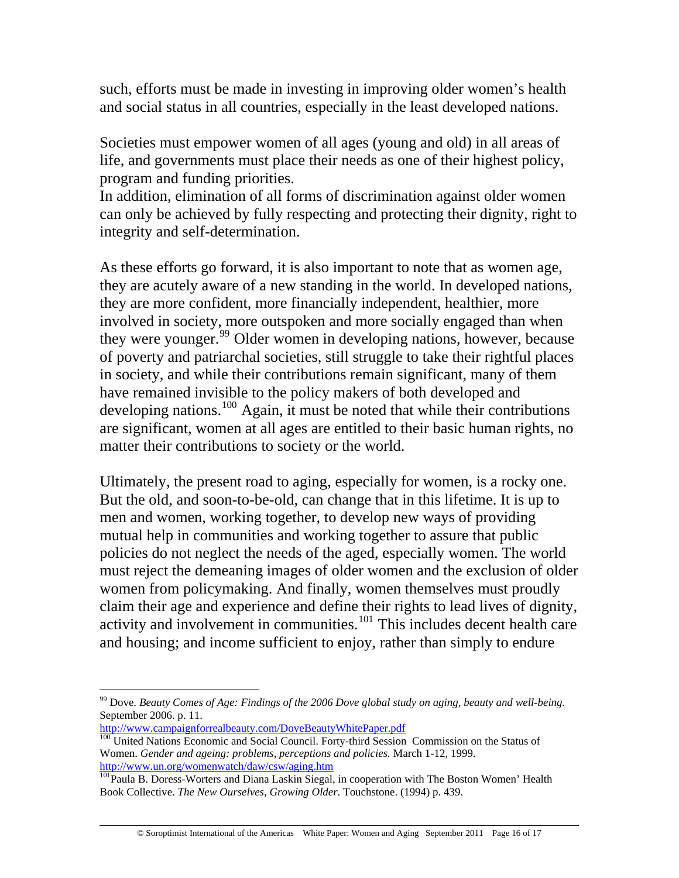such, efforts must be made in investing in improving older women's health and social status in all countries, especially in the least developed nations.

Societies must empower women of all ages (young and old) in all areas of life, and governments must place their needs as one of their highest policy, program and funding priorities.
In addition, elimination of all forms of discrimination against older women can only be achieved by fully respecting and protecting their dignity, right to integrity and self-determination.

As these efforts go forward, it is also important to note that as women age, they are acutely aware of a new standing in the world. In developed nations, they are more confident, more financially independent, healthier, more involved in society, more outspoken and more socially engaged than when they were younger.[99] Older women in developing nations, however, because of poverty and patriarchal societies, still struggle to take their rightful places in society, and while their contributions remain significant, many of them have remained invisible to the policy makers of both developed and developing nations.[100] Again, it must be noted that while their contributions are significant, women at all ages are entitled to their basic human rights, no matter their contributions to society or the world.

Ultimately, the present road to aging, especially for women, is a rocky one. But the old, and soon-to-be-old, can change that in this lifetime. It is up to men and women, working together, to develop new ways of providing mutual help in communities and working together to assure that public policies do not neglect the needs of the aged, especially women. The world must reject the demeaning images of older women and the exclusion of older women from policymaking. And finally, women themselves must proudly claim their age and experience and define their rights to lead lives of dignity, activity and involvement in communities.[101] This includes decent health care and housing; and income sufficient to enjoy, rather than simply to endure

---

[99] Dove. *Beauty Comes of Age: Findings of the 2006 Dove global study on aging, beauty and well-being.* September 2006. p. 11.
http://www.campaignforrealbeauty.com/DoveBeautyWhitePaper.pdf

[100] United Nations Economic and Social Council. Forty-third Session Commission on the Status of Women. *Gender and ageing: problems, perceptions and policies.* March 1-12, 1999.
http://www.un.org/womenwatch/daw/csw/aging.htm

[101] Paula B. Doress-Worters and Diana Laskin Siegal, in cooperation with The Boston Women' Health Book Collective. *The New Ourselves, Growing Older*. Touchstone. (1994) p. 439.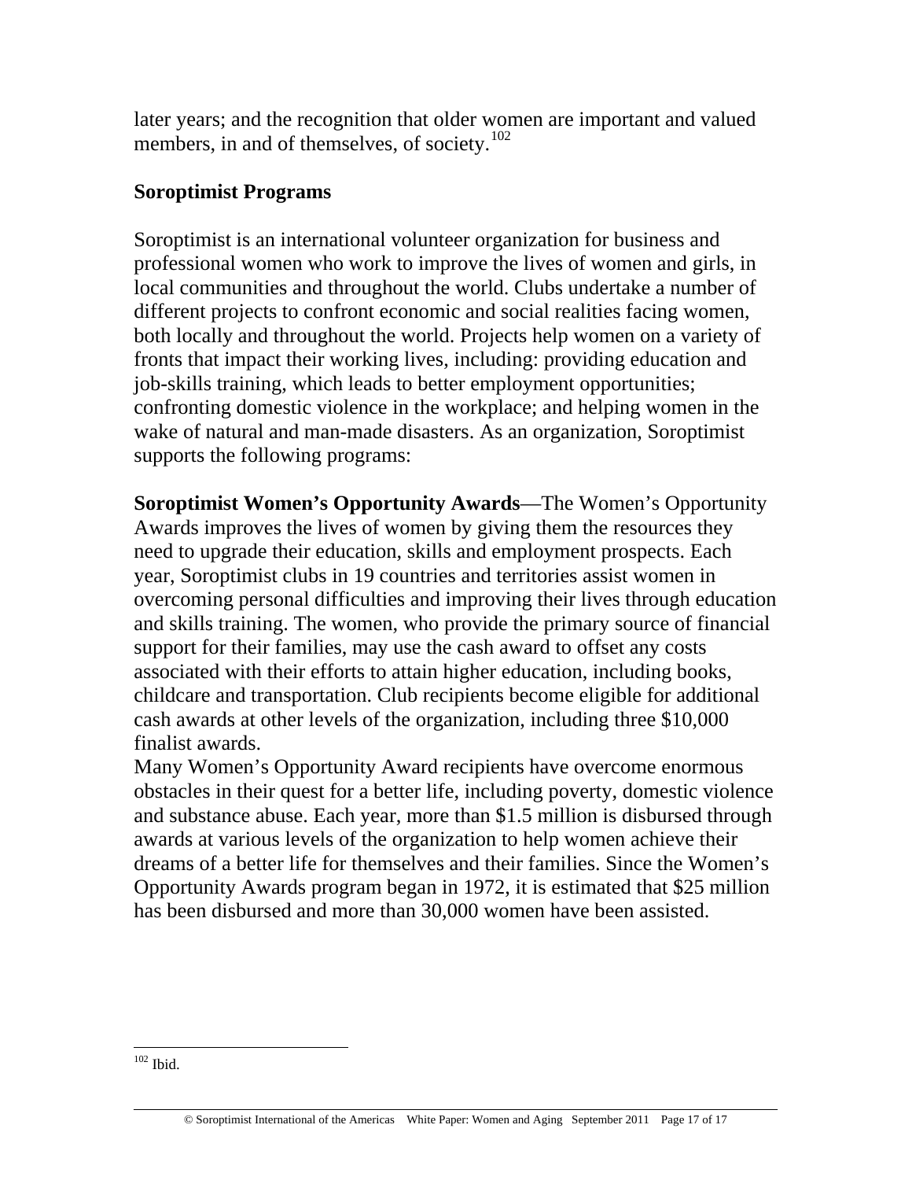later years; and the recognition that older women are important and valued members, in and of themselves, of society.[102]

## Soroptimist Programs

Soroptimist is an international volunteer organization for business and professional women who work to improve the lives of women and girls, in local communities and throughout the world. Clubs undertake a number of different projects to confront economic and social realities facing women, both locally and throughout the world. Projects help women on a variety of fronts that impact their working lives, including: providing education and job-skills training, which leads to better employment opportunities; confronting domestic violence in the workplace; and helping women in the wake of natural and man-made disasters. As an organization, Soroptimist supports the following programs:

**Soroptimist Women's Opportunity Awards**—The Women's Opportunity Awards improves the lives of women by giving them the resources they need to upgrade their education, skills and employment prospects. Each year, Soroptimist clubs in 19 countries and territories assist women in overcoming personal difficulties and improving their lives through education and skills training. The women, who provide the primary source of financial support for their families, may use the cash award to offset any costs associated with their efforts to attain higher education, including books, childcare and transportation. Club recipients become eligible for additional cash awards at other levels of the organization, including three $10,000 finalist awards.

Many Women's Opportunity Award recipients have overcome enormous obstacles in their quest for a better life, including poverty, domestic violence and substance abuse. Each year, more than $1.5 million is disbursed through awards at various levels of the organization to help women achieve their dreams of a better life for themselves and their families. Since the Women's Opportunity Awards program began in 1972, it is estimated that $25 million has been disbursed and more than 30,000 women have been assisted.

---

[102] Ibid.